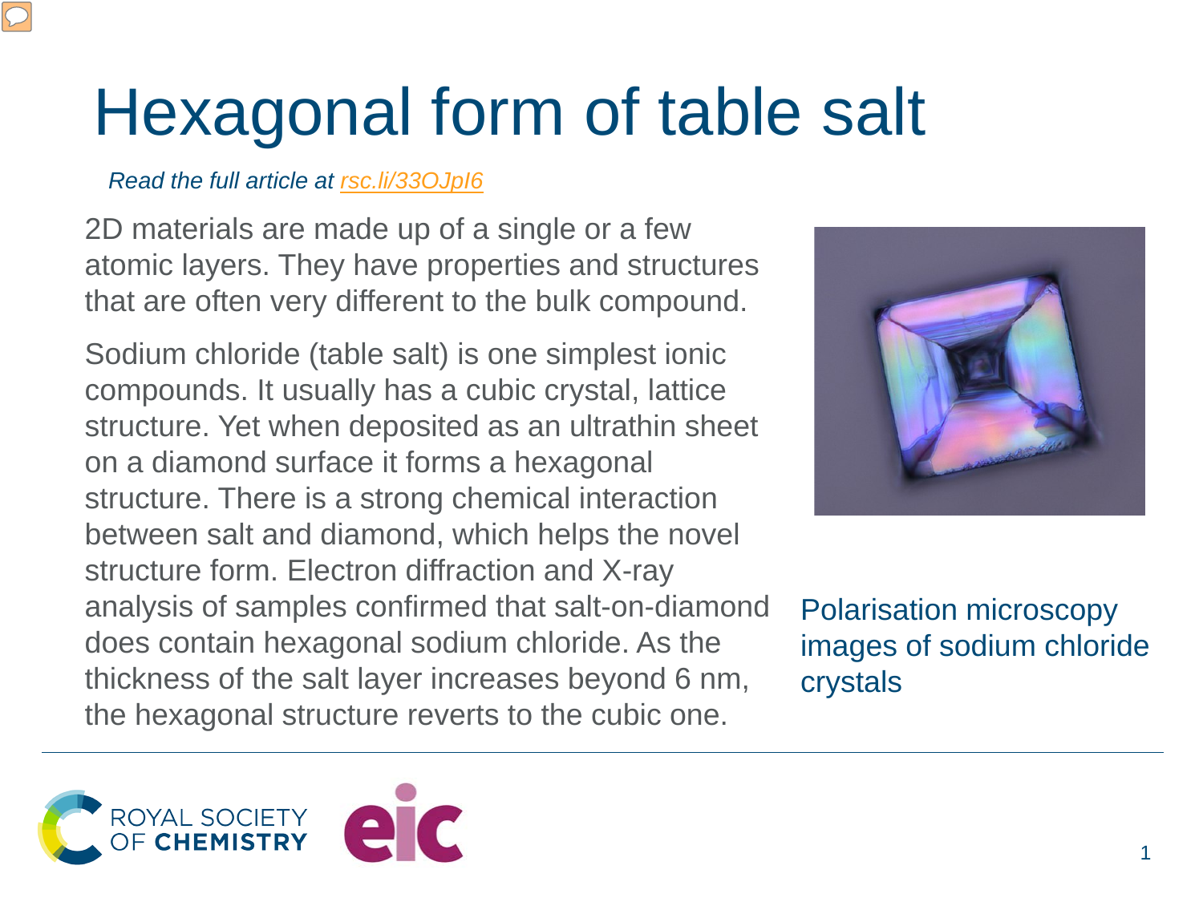# Hexagonal form of table salt

*Read the full article at rsc.li/33OJpI6*

2D materials are made up of a single or a few atomic layers. They have properties and structures that are often very different to the bulk compound.

Sodium chloride (table salt) is one simplest ionic compounds. It usually has a cubic crystal, lattice structure. Yet when deposited as an ultrathin sheet on a diamond surface it forms a hexagonal structure. There is a strong chemical interaction between salt and diamond, which helps the novel structure form. Electron diffraction and X-ray analysis of samples confirmed that salt-on-diamond does contain hexagonal sodium chloride. As the thickness of the salt layer increases beyond 6 nm, the hexagonal structure reverts to the cubic one.

Polarisation microscopy images of sodium chloride crystals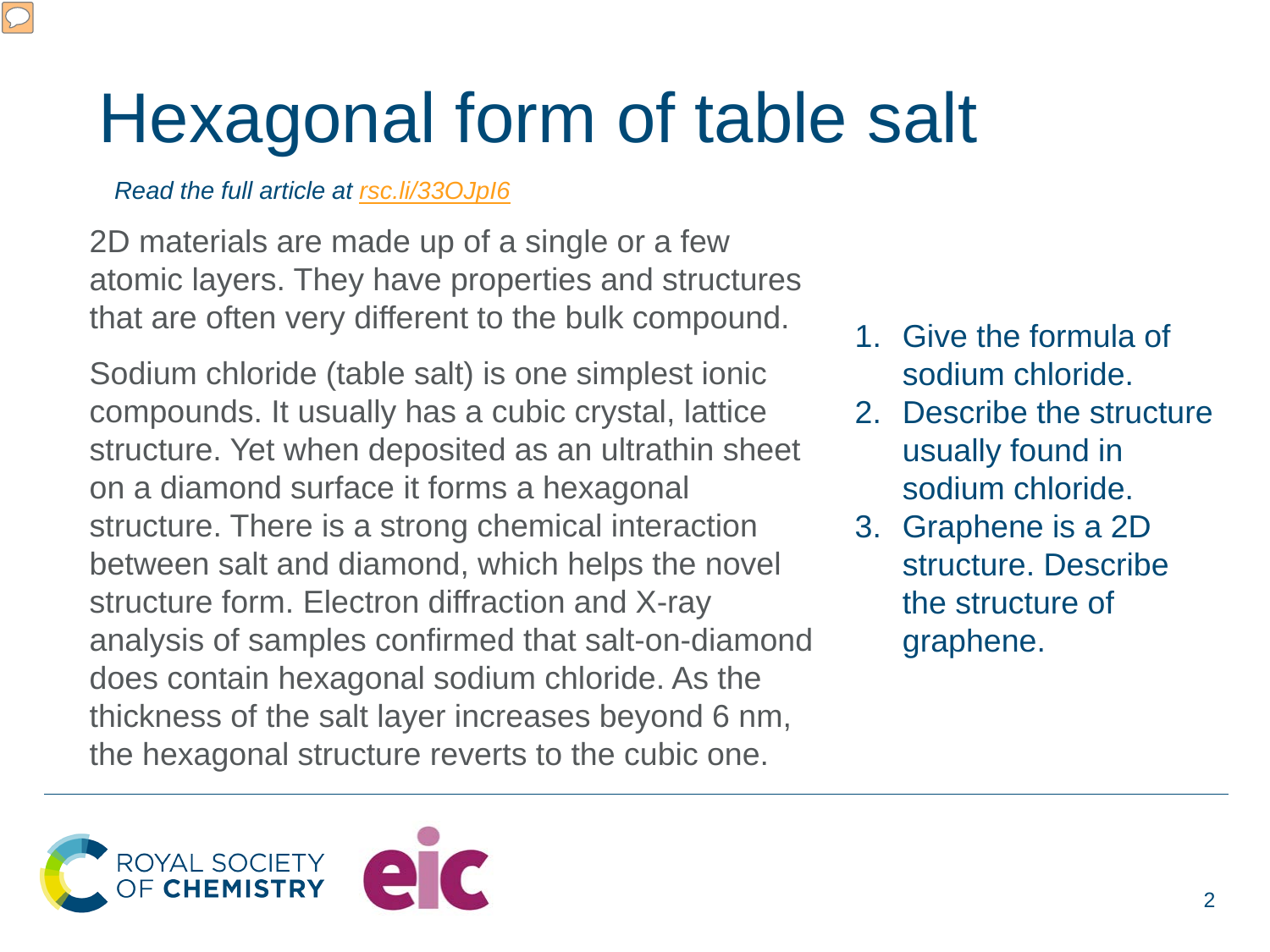# Hexagonal form of table salt

*Read the full article at [rsc.li/33OJpI6](rsc.li/33OJpI6)*

2D materials are made up of a single or a few atomic layers. They have properties and structures that are often very different to the bulk compound.

Sodium chloride (table salt) is one simplest ionic compounds. It usually has a cubic crystal, lattice structure. Yet when deposited as an ultrathin sheet on a diamond surface it forms a hexagonal structure. There is a strong chemical interaction between salt and diamond, which helps the novel structure form. Electron diffraction and X-ray analysis of samples confirmed that salt-on-diamond does contain hexagonal sodium chloride. As the thickness of the salt layer increases beyond 6 nm, the hexagonal structure reverts to the cubic one.

1. Give the formula of sodium chloride.
2. Describe the structure usually found in sodium chloride.
3. Graphene is a 2D structure. Describe the structure of graphene.